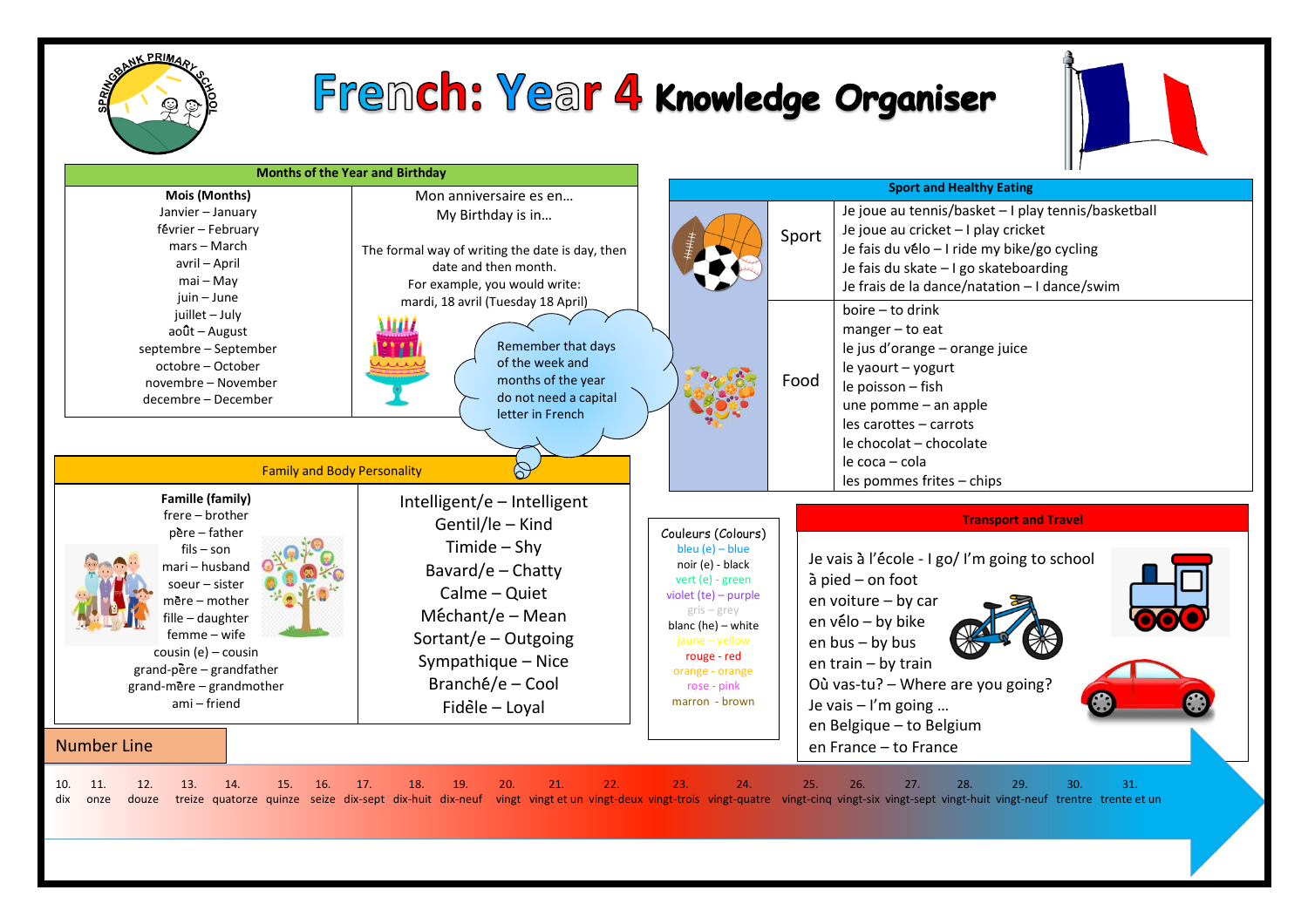# French: Year 4 Knowledge Organiser

## Months of the Year and Birthday

**Mois (Months)**

- Janvier – January
- février – February
- mars – March
- avril – April
- mai – May
- juin – June
- juillet – July
- août – August
- septembre – September
- octobre – October
- novembre – November
- decembre – December

Mon anniversaire es en…
My Birthday is in…

The formal way of writing the date is day, then date and then month.
For example, you would write:
mardi, 18 avril (Tuesday 18 April)

Remember that days of the week and months of the year do not need a capital letter in French

## Family and Body Personality

**Famille (family)**

- frere – brother
- père – father
- fils – son
- mari – husband
- soeur – sister
- mère – mother
- fille – daughter
- femme – wife
- cousin (e) – cousin
- grand-père – grandfather
- grand-mère – grandmother
- ami – friend

- Intelligent/e – Intelligent
- Gentil/le – Kind
- Timide – Shy
- Bavard/e – Chatty
- Calme – Quiet
- Méchant/e – Mean
- Sortant/e – Outgoing
- Sympathique – Nice
- Branché/e – Cool
- Fidèle – Loyal

## Sport and Healthy Eating

| | |
|---|---|
| Sport | Je joue au tennis/basket – I play tennis/basketball<br>Je joue au cricket – I play cricket<br>Je fais du vélo – I ride my bike/go cycling<br>Je fais du skate – I go skateboarding<br>Je frais de la dance/natation – I dance/swim |
| Food | boire – to drink<br>manger – to eat<br>le jus d'orange – orange juice<br>le yaourt – yogurt<br>le poisson – fish<br>une pomme – an apple<br>les carottes – carrots<br>le chocolat – chocolate<br>le coca – cola<br>les pommes frites – chips |

## Couleurs (Colours)

- bleu (e) – blue
- noir (e) - black
- vert (e) – green
- violet (te) – purple
- gris – grey
- blanc (he) – white
- jaune – yellow
- rouge - red
- orange - orange
- rose - pink
- marron - brown

## Transport and Travel

- Je vais à l'école - I go/ I'm going to school
- à pied – on foot
- en voiture – by car
- en vélo – by bike
- en bus – by bus
- en train – by train
- Où vas-tu? – Where are you going?
- Je vais – I'm going …
- en Belgique – to Belgium
- en France – to France

## Number Line

| 10. | 11. | 12. | 13. | 14. | 15. | 16. | 17. | 18. | 19. | 20. | 21. | 22. | 23. | 24. | 25. | 26. | 27. | 28. | 29. | 30. | 31. |
|---|---|---|---|---|---|---|---|---|---|---|---|---|---|---|---|---|---|---|---|---|---|
| dix | onze | douze | treize | quatorze | quinze | seize | dix-sept | dix-huit | dix-neuf | vingt | vingt et un | vingt-deux | vingt-trois | vingt-quatre | vingt-cinq | vingt-six | vingt-sept | vingt-huit | vingt-neuf | trentre | trente et un |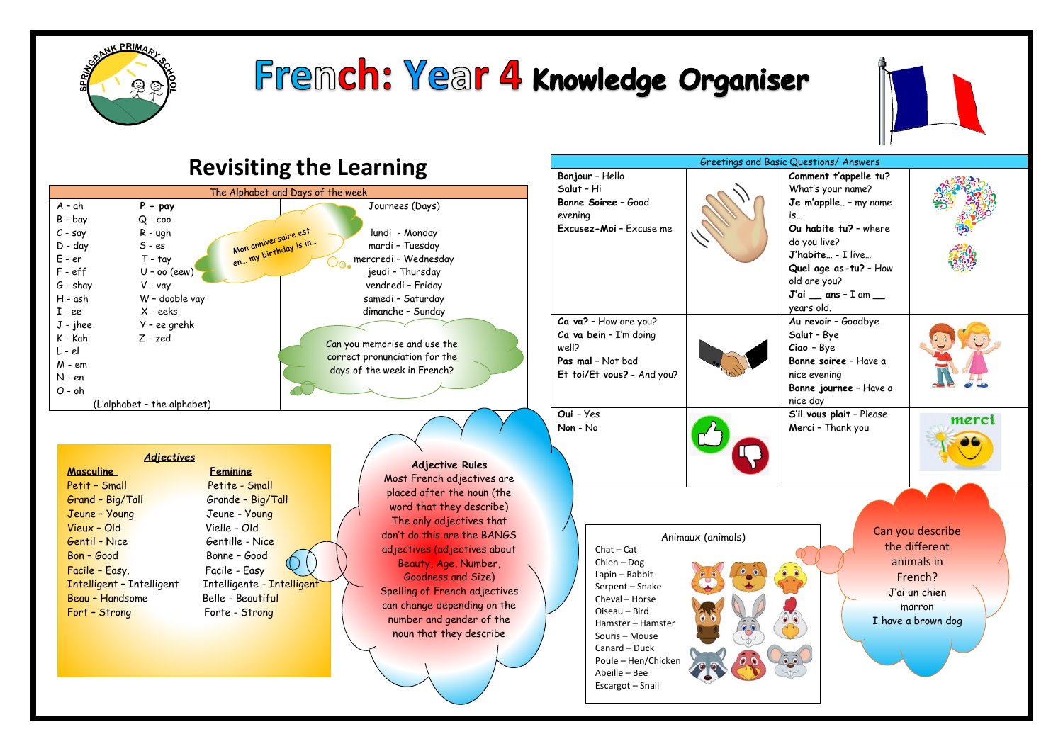# French: Year 4 Knowledge Organiser

## Revisiting the Learning

### The Alphabet and Days of the Week

| | | |
|---|---|---|
| A – ah | P – pay | **Journees (Days)** |
| B – bay | Q – coo | |
| C – say | R – ugh | lundi – Monday |
| D – day | S – es | mardi – Tuesday |
| E – er | T – tay | mercredi – Wednesday |
| F – eff | U – oo (eew) | jeudi – Thursday |
| G – shay | V – vay | vendredi – Friday |
| H – ash | W – dooble vay | samedi – Saturday |
| I – ee | X – eeks | dimanche – Sunday |
| J – jhee | Y – ee grehk | |
| K – Kah | Z – zed | |
| L – el | | |
| M – em | | |
| N – en | | |
| O – oh | | |

(L'alphabet – the alphabet)

Mon anniversaire est en… my birthday is in…

Can you memorise and use the correct pronunciation for the days of the week in French?

### Greetings and Basic Questions/ Answers

| | |
|---|---|
| **Bonjour** – Hello<br>**Salut** – Hi<br>**Bonne Soiree** – Good evening<br>**Excusez-Moi** – Excuse me | **Comment t'appelle tu?** What's your name?<br>**Je m'applle..** – my name is…<br>**Ou habite tu?** – where do you live?<br>**J'habite…** – I live…<br>**Quel age as-tu?** – How old are you?<br>**J'ai __ ans** – I am __ years old. |
| **Ca va?** – How are you?<br>**Ca va bein** – I'm doing well?<br>**Pas mal** – Not bad<br>**Et toi/Et vous?** – And you? | **Au revoir** – Goodbye<br>**Salut** – Bye<br>**Ciao** – Bye<br>**Bonne soiree** – Have a nice evening<br>**Bonne journee** – Have a nice day |
| **Oui** – Yes<br>**Non** – No | **S'il vous plait** – Please<br>**Merci** – Thank you |

merci

### Adjectives

| **Masculine** | **Feminine** |
|---|---|
| Petit – Small | Petite – Small |
| Grand – Big/Tall | Grande – Big/Tall |
| Jeune – Young | Jeune – Young |
| Vieux – Old | Vielle – Old |
| Gentil – Nice | Gentille – Nice |
| Bon – Good | Bonne – Good |
| Facile – Easy. | Facile – Easy |
| Intelligent – Intelligent | Intelligente – Intelligent |
| Beau – Handsome | Belle – Beautiful |
| Fort – Strong | Forte – Strong |

**Adjective Rules**

Most French adjectives are placed after the noun (the word that they describe)

The only adjectives that don't do this are the BANGS adjectives (adjectives about Beauty, Age, Number, Goodness and Size)

Spelling of French adjectives can change depending on the number and gender of the noun that they describe

### Animaux (animals)

- Chat – Cat
- Chien – Dog
- Lapin – Rabbit
- Serpent – Snake
- Cheval – Horse
- Oiseau – Bird
- Hamster – Hamster
- Souris – Mouse
- Canard – Duck
- Poule – Hen/Chicken
- Abeille – Bee
- Escargot – Snail

Can you describe the different animals in French?

J'ai un chien marron

I have a brown dog